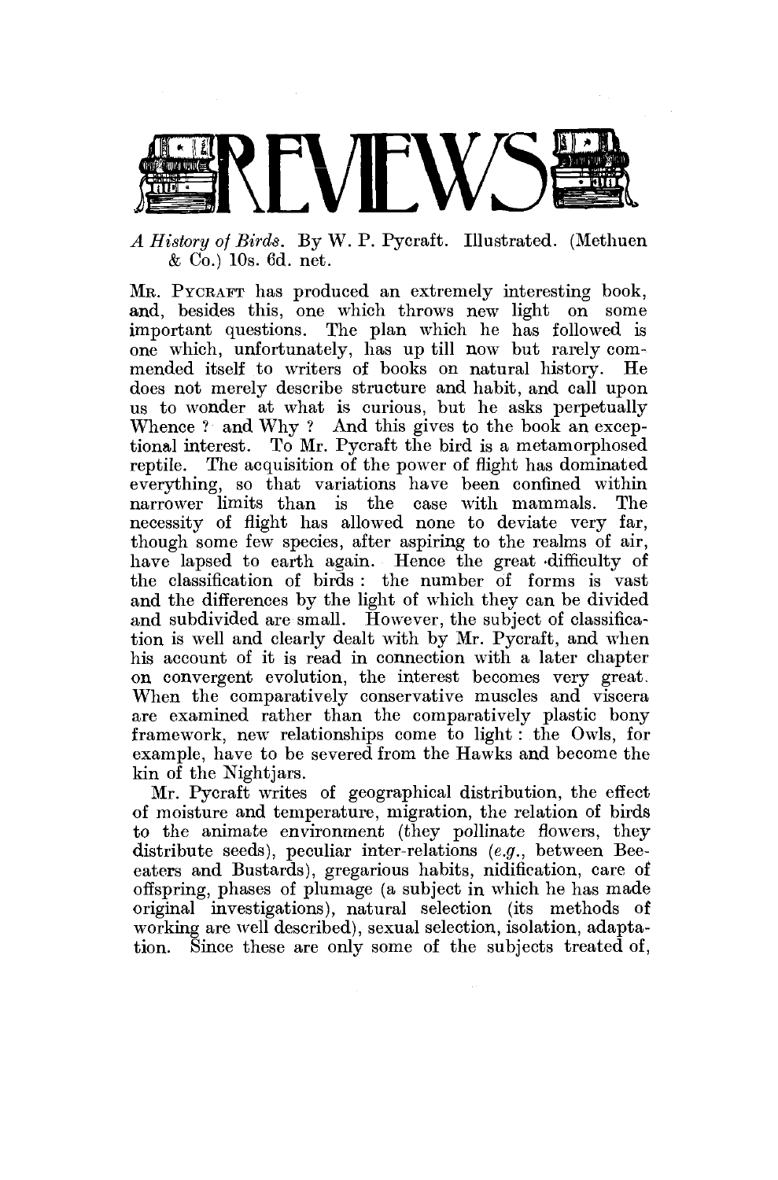# REVIEWS

*A History of Birds*. By W. P. Pycraft. Illustrated. (Methuen & Co.) 10s. 6d. net.

Mr. Pycraft has produced an extremely interesting book, and, besides this, one which throws new light on some important questions. The plan which he has followed is one which, unfortunately, has up till now but rarely commended itself to writers of books on natural history. He does not merely describe structure and habit, and call upon us to wonder at what is curious, but he asks perpetually Whence ? and Why ? And this gives to the book an exceptional interest. To Mr. Pycraft the bird is a metamorphosed reptile. The acquisition of the power of flight has dominated everything, so that variations have been confined within narrower limits than is the case with mammals. The necessity of flight has allowed none to deviate very far, though some few species, after aspiring to the realms of air, have lapsed to earth again. Hence the great difficulty of the classification of birds : the number of forms is vast and the differences by the light of which they can be divided and subdivided are small. However, the subject of classification is well and clearly dealt with by Mr. Pycraft, and when his account of it is read in connection with a later chapter on convergent evolution, the interest becomes very great. When the comparatively conservative muscles and viscera are examined rather than the comparatively plastic bony framework, new relationships come to light : the Owls, for example, have to be severed from the Hawks and become the kin of the Nightjars.

Mr. Pycraft writes of geographical distribution, the effect of moisture and temperature, migration, the relation of birds to the animate environment (they pollinate flowers, they distribute seeds), peculiar inter-relations (*e.g.*, between Bee-eaters and Bustards), gregarious habits, nidification, care of offspring, phases of plumage (a subject in which he has made original investigations), natural selection (its methods of working are well described), sexual selection, isolation, adaptation. Since these are only some of the subjects treated of,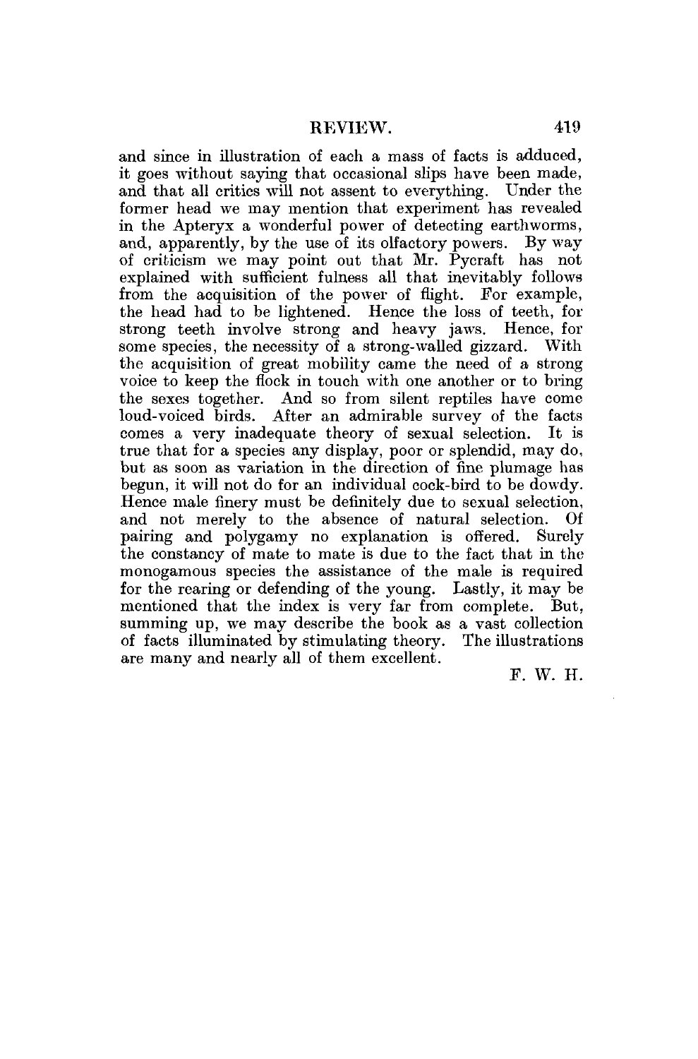and since in illustration of each a mass of facts is adduced, it goes without saying that occasional slips have been made, and that all critics will not assent to everything. Under the former head we may mention that experiment has revealed in the Apteryx a wonderful power of detecting earthworms, and, apparently, by the use of its olfactory powers. By way of criticism we may point out that Mr. Pycraft has not explained with sufficient fulness all that inevitably follows from the acquisition of the power of flight. For example, the head had to be lightened. Hence the loss of teeth, for strong teeth involve strong and heavy jaws. Hence, for some species, the necessity of a strong-walled gizzard. With the acquisition of great mobility came the need of a strong voice to keep the flock in touch with one another or to bring the sexes together. And so from silent reptiles have come loud-voiced birds. After an admirable survey of the facts comes a very inadequate theory of sexual selection. It is true that for a species any display, poor or splendid, may do, but as soon as variation in the direction of fine plumage has begun, it will not do for an individual cock-bird to be dowdy. Hence male finery must be definitely due to sexual selection, and not merely to the absence of natural selection. Of pairing and polygamy no explanation is offered. Surely the constancy of mate to mate is due to the fact that in the monogamous species the assistance of the male is required for the rearing or defending of the young. Lastly, it may be mentioned that the index is very far from complete. But, summing up, we may describe the book as a vast collection of facts illuminated by stimulating theory. The illustrations are many and nearly all of them excellent.

F. W. H.